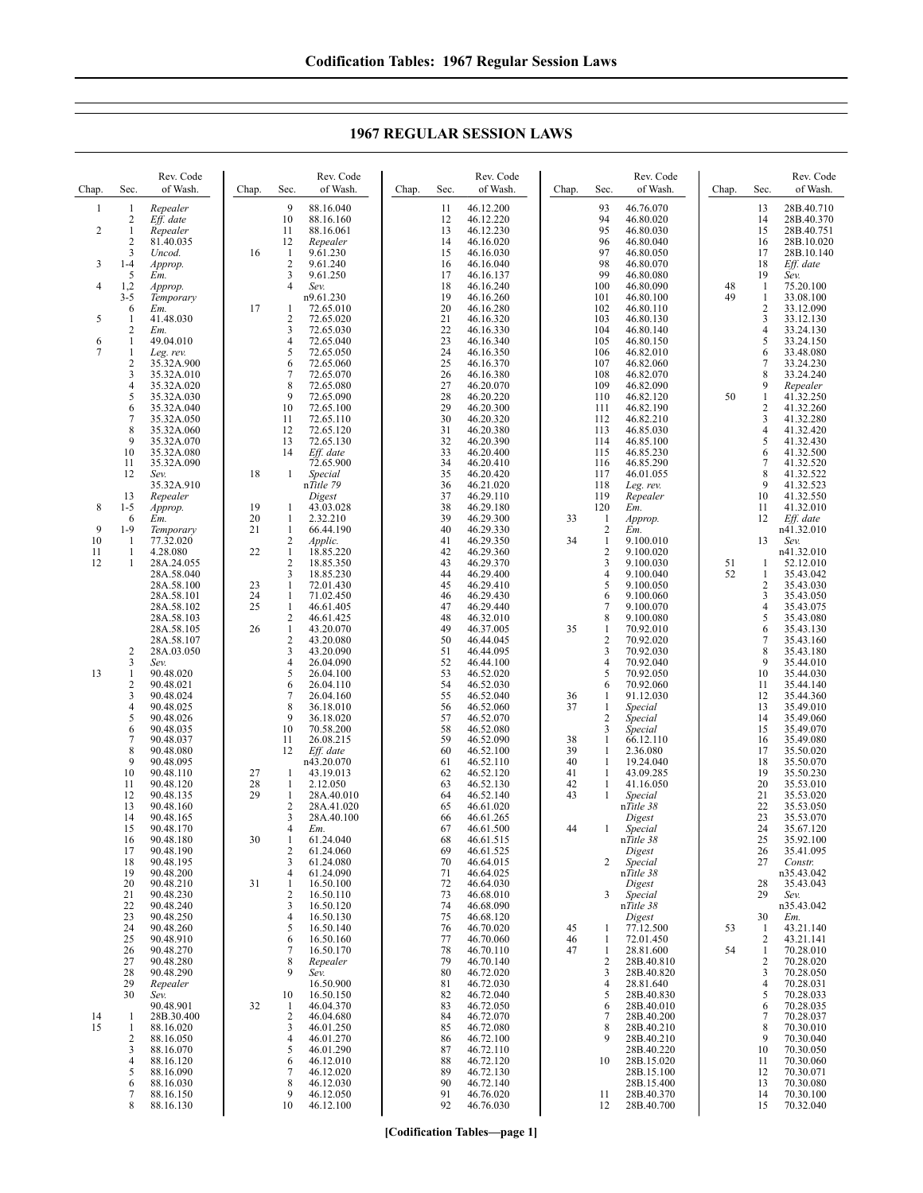# 1967 REGULAR SESSION LAWS

| Chap. | Sec. | Rev. Code of Wash. |
|---|---|---|
| 1 | 1 | *Repealer* |
| | 2 | *Eff. date* |
| 2 | 1 | *Repealer* |
| | 2 | 81.40.035 |
| | 3 | *Uncod.* |
| 3 | 1-4 | *Approp.* |
| | 5 | *Em.* |
| 4 | 1,2 | *Approp.* |
| | 3-5 | *Temporary* |
| | 6 | *Em.* |
| 5 | 1 | 41.48.030 |
| | 2 | *Em.* |
| 6 | 1 | 49.04.010 |
| 7 | 1 | *Leg. rev.* |
| | 2 | 35.32A.900 |
| | 3 | 35.32A.010 |
| | 4 | 35.32A.020 |
| | 5 | 35.32A.030 |
| | 6 | 35.32A.040 |
| | 7 | 35.32A.050 |
| | 8 | 35.32A.060 |
| | 9 | 35.32A.070 |
| | 10 | 35.32A.080 |
| | 11 | 35.32A.090 |
| | 12 | *Sev.* 35.32A.910 |
| | 13 | *Repealer* |
| 8 | 1-5 | *Approp.* |
| | 6 | *Em.* |
| 9 | 1-9 | *Temporary* |
| 10 | 1 | 77.32.020 |
| 11 | 1 | 4.28.080 |
| 12 | 1 | 28A.24.055 |
| | | 28A.58.040 |
| | | 28A.58.100 |
| | | 28A.58.101 |
| | | 28A.58.102 |
| | | 28A.58.103 |
| | | 28A.58.105 |
| | | 28A.58.107 |
| | 2 | 28A.03.050 |
| | 3 | *Sev.* |
| 13 | 1 | 90.48.020 |
| | 2 | 90.48.021 |
| | 3 | 90.48.024 |
| | 4 | 90.48.025 |
| | 5 | 90.48.026 |
| | 6 | 90.48.035 |
| | 7 | 90.48.037 |
| | 8 | 90.48.080 |
| | 9 | 90.48.095 |
| | 10 | 90.48.110 |
| | 11 | 90.48.120 |
| | 12 | 90.48.135 |
| | 13 | 90.48.160 |
| | 14 | 90.48.165 |
| | 15 | 90.48.170 |
| | 16 | 90.48.180 |
| | 17 | 90.48.190 |
| | 18 | 90.48.195 |
| | 19 | 90.48.200 |
| | 20 | 90.48.210 |
| | 21 | 90.48.230 |
| | 22 | 90.48.240 |
| | 23 | 90.48.250 |
| | 24 | 90.48.260 |
| | 25 | 90.48.910 |
| | 26 | 90.48.270 |
| | 27 | 90.48.280 |
| | 28 | 90.48.290 |
| | 29 | *Repealer* |
| | 30 | *Sev.* 90.48.901 |
| 14 | 1 | 28B.30.400 |
| 15 | 1 | 88.16.020 |
| | 2 | 88.16.050 |
| | 3 | 88.16.070 |
| | 4 | 88.16.120 |
| | 5 | 88.16.090 |
| | 6 | 88.16.030 |
| | 7 | 88.16.150 |
| | 8 | 88.16.130 |
| | 9 | 88.16.040 |
| | 10 | 88.16.160 |
| | 11 | 88.16.061 |
| | 12 | *Repealer* |
| 16 | 1 | 9.61.230 |
| | 2 | 9.61.240 |
| | 3 | 9.61.250 |
| | 4 | *Sev.* n9.61.230 |
| 17 | 1 | 72.65.010 |
| | 2 | 72.65.020 |
| | 3 | 72.65.030 |
| | 4 | 72.65.040 |
| | 5 | 72.65.050 |
| | 6 | 72.65.060 |
| | 7 | 72.65.070 |
| | 8 | 72.65.080 |
| | 9 | 72.65.090 |
| | 10 | 72.65.100 |
| | 11 | 72.65.110 |
| | 12 | 72.65.120 |
| | 13 | 72.65.130 |
| | 14 | *Eff. date* 72.65.900 |
| 18 | 1 | *Special* n*Title 79 Digest* |
| 19 | 1 | 43.03.028 |
| 20 | 1 | 2.32.210 |
| 21 | 1 | 66.44.190 |
| | 2 | *Applic.* |
| 22 | 1 | 18.85.220 |
| | 2 | 18.85.350 |
| | 3 | 18.85.230 |
| 23 | 1 | 72.01.430 |
| 24 | 1 | 71.02.450 |
| 25 | 1 | 46.61.405 |
| | 2 | 46.61.425 |
| 26 | 1 | 43.20.070 |
| | 2 | 43.20.080 |
| | 3 | 43.20.090 |
| | 4 | 26.04.090 |
| | 5 | 26.04.100 |
| | 6 | 26.04.110 |
| | 7 | 26.04.160 |
| | 8 | 36.18.010 |
| | 9 | 36.18.020 |
| | 10 | 70.58.200 |
| | 11 | 26.08.215 |
| | 12 | *Eff. date* n43.20.070 |
| 27 | 1 | 43.19.013 |
| 28 | 1 | 2.12.050 |
| 29 | 1 | 28A.40.010 |
| | 2 | 28A.41.020 |
| | 3 | 28A.40.100 |
| | 4 | *Em.* |
| 30 | 1 | 61.24.040 |
| | 2 | 61.24.060 |
| | 3 | 61.24.080 |
| | 4 | 61.24.090 |
| 31 | 1 | 16.50.100 |
| | 2 | 16.50.110 |
| | 3 | 16.50.120 |
| | 4 | 16.50.130 |
| | 5 | 16.50.140 |
| | 6 | 16.50.160 |
| | 7 | 16.50.170 |
| | 8 | *Repealer* |
| | 9 | *Sev.* 16.50.900 |
| | 10 | 16.50.150 |
| 32 | 1 | 46.04.370 |
| | 2 | 46.04.680 |
| | 3 | 46.01.250 |
| | 4 | 46.01.270 |
| | 5 | 46.01.290 |
| | 6 | 46.12.010 |
| | 7 | 46.12.020 |
| | 8 | 46.12.030 |
| | 9 | 46.12.050 |
| | 10 | 46.12.100 |
| | 11 | 46.12.200 |
| | 12 | 46.12.220 |
| | 13 | 46.12.230 |
| | 14 | 46.16.020 |
| | 15 | 46.16.030 |
| | 16 | 46.16.040 |
| | 17 | 46.16.137 |
| | 18 | 46.16.240 |
| | 19 | 46.16.260 |
| | 20 | 46.16.280 |
| | 21 | 46.16.320 |
| | 22 | 46.16.330 |
| | 23 | 46.16.340 |
| | 24 | 46.16.350 |
| | 25 | 46.16.370 |
| | 26 | 46.16.380 |
| | 27 | 46.20.070 |
| | 28 | 46.20.220 |
| | 29 | 46.20.300 |
| | 30 | 46.20.320 |
| | 31 | 46.20.380 |
| | 32 | 46.20.390 |
| | 33 | 46.20.400 |
| | 34 | 46.20.410 |
| | 35 | 46.20.420 |
| | 36 | 46.21.020 |
| | 37 | 46.29.110 |
| | 38 | 46.29.180 |
| | 39 | 46.29.300 |
| | 40 | 46.29.330 |
| | 41 | 46.29.350 |
| | 42 | 46.29.360 |
| | 43 | 46.29.370 |
| | 44 | 46.29.400 |
| | 45 | 46.29.410 |
| | 46 | 46.29.430 |
| | 47 | 46.29.440 |
| | 48 | 46.32.010 |
| | 49 | 46.37.005 |
| | 50 | 46.44.045 |
| | 51 | 46.44.095 |
| | 52 | 46.44.100 |
| | 53 | 46.52.020 |
| | 54 | 46.52.030 |
| | 55 | 46.52.040 |
| | 56 | 46.52.060 |
| | 57 | 46.52.070 |
| | 58 | 46.52.080 |
| | 59 | 46.52.090 |
| | 60 | 46.52.100 |
| | 61 | 46.52.110 |
| | 62 | 46.52.120 |
| | 63 | 46.52.130 |
| | 64 | 46.52.140 |
| | 65 | 46.61.020 |
| | 66 | 46.61.265 |
| | 67 | 46.61.500 |
| | 68 | 46.61.515 |
| | 69 | 46.61.525 |
| | 70 | 46.64.015 |
| | 71 | 46.64.025 |
| | 72 | 46.64.030 |
| | 73 | 46.68.010 |
| | 74 | 46.68.090 |
| | 75 | 46.68.120 |
| | 76 | 46.70.020 |
| | 77 | 46.70.060 |
| | 78 | 46.70.110 |
| | 79 | 46.70.140 |
| | 80 | 46.72.020 |
| | 81 | 46.72.030 |
| | 82 | 46.72.040 |
| | 83 | 46.72.050 |
| | 84 | 46.72.070 |
| | 85 | 46.72.080 |
| | 86 | 46.72.100 |
| | 87 | 46.72.110 |
| | 88 | 46.72.120 |
| | 89 | 46.72.130 |
| | 90 | 46.72.140 |
| | 91 | 46.76.020 |
| | 92 | 46.76.030 |
| | 93 | 46.76.070 |
| | 94 | 46.80.020 |
| | 95 | 46.80.030 |
| | 96 | 46.80.040 |
| | 97 | 46.80.050 |
| | 98 | 46.80.070 |
| | 99 | 46.80.080 |
| | 100 | 46.80.090 |
| | 101 | 46.80.100 |
| | 102 | 46.80.110 |
| | 103 | 46.80.130 |
| | 104 | 46.80.140 |
| | 105 | 46.80.150 |
| | 106 | 46.82.010 |
| | 107 | 46.82.060 |
| | 108 | 46.82.070 |
| | 109 | 46.82.090 |
| | 110 | 46.82.120 |
| | 111 | 46.82.190 |
| | 112 | 46.82.210 |
| | 113 | 46.85.030 |
| | 114 | 46.85.100 |
| | 115 | 46.85.230 |
| | 116 | 46.85.290 |
| | 117 | 46.01.055 |
| | 118 | *Leg. rev.* |
| | 119 | *Repealer* |
| | 120 | *Em.* |
| 33 | 1 | *Approp.* |
| | 2 | *Em.* |
| 34 | 1 | 9.100.010 |
| | 2 | 9.100.020 |
| | 3 | 9.100.030 |
| | 4 | 9.100.040 |
| | 5 | 9.100.050 |
| | 6 | 9.100.060 |
| | 7 | 9.100.070 |
| | 8 | 9.100.080 |
| 35 | 1 | 70.92.010 |
| | 2 | 70.92.020 |
| | 3 | 70.92.030 |
| | 4 | 70.92.040 |
| | 5 | 70.92.050 |
| | 6 | 70.92.060 |
| 36 | 1 | 91.12.030 |
| 37 | 1 | *Special* |
| | 2 | *Special* |
| | 3 | *Special* |
| 38 | 1 | 66.12.110 |
| 39 | 1 | 2.36.080 |
| 40 | 1 | 19.24.040 |
| 41 | 1 | 43.09.285 |
| 42 | 1 | 41.16.050 |
| 43 | 1 | *Special* n*Title 38 Digest* |
| 44 | 1 | *Special* n*Title 38 Digest* |
| | 2 | *Special* n*Title 38 Digest* |
| | 3 | *Special* n*Title 38 Digest* |
| 45 | 1 | 77.12.500 |
| 46 | 1 | 72.01.450 |
| 47 | 1 | 28.81.600 |
| | 2 | 28B.40.810 |
| | 3 | 28B.40.820 |
| | 4 | 28.81.640 |
| | 5 | 28B.40.830 |
| | 6 | 28B.40.010 |
| | 7 | 28B.40.200 |
| | 8 | 28B.40.210 |
| | 9 | 28B.40.210 |
| | | 28B.40.220 |
| | 10 | 28B.15.020 |
| | | 28B.15.100 |
| | | 28B.15.400 |
| | 11 | 28B.40.370 |
| | 12 | 28B.40.700 |
| | 13 | 28B.40.710 |
| | 14 | 28B.40.370 |
| | 15 | 28B.40.751 |
| | 16 | 28B.10.020 |
| | 17 | 28B.10.140 |
| | 18 | *Eff. date* |
| | 19 | *Sev.* |
| 48 | 1 | 75.20.100 |
| 49 | 1 | 33.08.100 |
| | 2 | 33.12.090 |
| | 3 | 33.12.130 |
| | 4 | 33.24.130 |
| | 5 | 33.24.150 |
| | 6 | 33.48.080 |
| | 7 | 33.24.230 |
| | 8 | 33.24.240 |
| | 9 | *Repealer* |
| 50 | 1 | 41.32.250 |
| | 2 | 41.32.260 |
| | 3 | 41.32.280 |
| | 4 | 41.32.420 |
| | 5 | 41.32.430 |
| | 6 | 41.32.500 |
| | 7 | 41.32.520 |
| | 8 | 41.32.522 |
| | 9 | 41.32.523 |
| | 10 | 41.32.550 |
| | 11 | 41.32.010 |
| | 12 | *Eff. date* n41.32.010 |
| | 13 | *Sev.* n41.32.010 |
| 51 | 1 | 52.12.010 |
| 52 | 1 | 35.43.042 |
| | 2 | 35.43.030 |
| | 3 | 35.43.050 |
| | 4 | 35.43.075 |
| | 5 | 35.43.080 |
| | 6 | 35.43.130 |
| | 7 | 35.43.160 |
| | 8 | 35.43.180 |
| | 9 | 35.44.010 |
| | 10 | 35.44.030 |
| | 11 | 35.44.140 |
| | 12 | 35.44.360 |
| | 13 | 35.49.010 |
| | 14 | 35.49.060 |
| | 15 | 35.49.070 |
| | 16 | 35.49.080 |
| | 17 | 35.50.020 |
| | 18 | 35.50.070 |
| | 19 | 35.50.230 |
| | 20 | 35.53.010 |
| | 21 | 35.53.020 |
| | 22 | 35.53.050 |
| | 23 | 35.53.070 |
| | 24 | 35.67.120 |
| | 25 | 35.92.100 |
| | 26 | 35.41.095 |
| | 27 | *Constr.* n35.43.042 |
| | 28 | 35.43.043 |
| | 29 | *Sev.* n35.43.042 |
| | 30 | *Em.* |
| 53 | 1 | 43.21.140 |
| | 2 | 43.21.141 |
| 54 | 1 | 70.28.010 |
| | 2 | 70.28.020 |
| | 3 | 70.28.050 |
| | 4 | 70.28.031 |
| | 5 | 70.28.033 |
| | 6 | 70.28.035 |
| | 7 | 70.28.037 |
| | 8 | 70.30.010 |
| | 9 | 70.30.040 |
| | 10 | 70.30.050 |
| | 11 | 70.30.060 |
| | 12 | 70.30.071 |
| | 13 | 70.30.080 |
| | 14 | 70.30.100 |
| | 15 | 70.32.040 |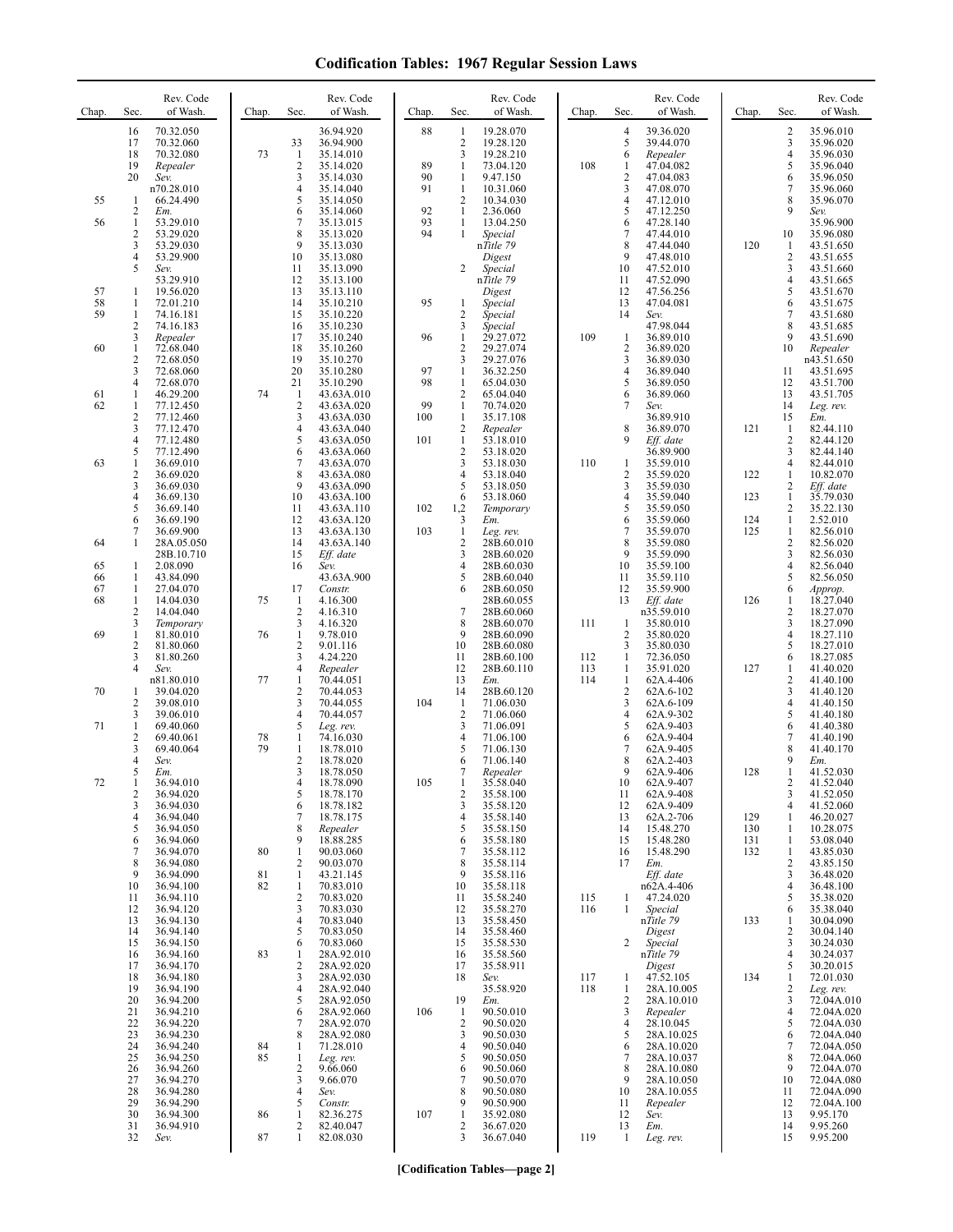# Codification Tables: 1967 Regular Session Laws

| Chap. | Sec. | Rev. Code of Wash. |
|---|---|---|
| | 16 | 70.32.050 |
| | 17 | 70.32.060 |
| | 18 | 70.32.080 |
| | 19 | *Repealer* |
| | 20 | *Sev.* n70.28.010 |
| 55 | 1 | 66.24.490 |
| | 2 | *Em.* |
| 56 | 1 | 53.29.010 |
| | 2 | 53.29.020 |
| | 3 | 53.29.030 |
| | 4 | 53.29.900 |
| | 5 | *Sev.* 53.29.910 |
| 57 | 1 | 19.56.020 |
| 58 | 1 | 72.01.210 |
| 59 | 1 | 74.16.181 |
| | 2 | 74.16.183 |
| | 3 | *Repealer* |
| 60 | 1 | 72.68.040 |
| | 2 | 72.68.050 |
| | 3 | 72.68.060 |
| | 4 | 72.68.070 |
| 61 | 1 | 46.29.200 |
| 62 | 1 | 77.12.450 |
| | 2 | 77.12.460 |
| | 3 | 77.12.470 |
| | 4 | 77.12.480 |
| | 5 | 77.12.490 |
| 63 | 1 | 36.69.010 |
| | 2 | 36.69.020 |
| | 3 | 36.69.030 |
| | 4 | 36.69.130 |
| | 5 | 36.69.140 |
| | 6 | 36.69.190 |
| | 7 | 36.69.900 |
| 64 | 1 | 28A.05.050 28B.10.710 |
| 65 | 1 | 2.08.090 |
| 66 | 1 | 43.84.090 |
| 67 | 1 | 27.04.070 |
| 68 | 1 | 14.04.030 |
| | 2 | 14.04.040 |
| | 3 | *Temporary* |
| 69 | 1 | 81.80.010 |
| | 2 | 81.80.060 |
| | 3 | 81.80.260 |
| | 4 | *Sev.* n81.80.010 |
| 70 | 1 | 39.04.020 |
| | 2 | 39.08.010 |
| | 3 | 39.06.010 |
| 71 | 1 | 69.40.060 |
| | 2 | 69.40.061 |
| | 3 | 69.40.064 |
| | 4 | *Sev.* |
| | 5 | *Em.* |
| 72 | 1 | 36.94.010 |
| | 2 | 36.94.020 |
| | 3 | 36.94.030 |
| | 4 | 36.94.040 |
| | 5 | 36.94.050 |
| | 6 | 36.94.060 |
| | 7 | 36.94.070 |
| | 8 | 36.94.080 |
| | 9 | 36.94.090 |
| | 10 | 36.94.100 |
| | 11 | 36.94.110 |
| | 12 | 36.94.120 |
| | 13 | 36.94.130 |
| | 14 | 36.94.140 |
| | 15 | 36.94.150 |
| | 16 | 36.94.160 |
| | 17 | 36.94.170 |
| | 18 | 36.94.180 |
| | 19 | 36.94.190 |
| | 20 | 36.94.200 |
| | 21 | 36.94.210 |
| | 22 | 36.94.220 |
| | 23 | 36.94.230 |
| | 24 | 36.94.240 |
| | 25 | 36.94.250 |
| | 26 | 36.94.260 |
| | 27 | 36.94.270 |
| | 28 | 36.94.280 |
| | 29 | 36.94.290 |
| | 30 | 36.94.300 |
| | 31 | 36.94.910 |
| | 32 | *Sev.* 36.94.920 |
| | 33 | 36.94.900 |
| 73 | 1 | 35.14.010 |
| | 2 | 35.14.020 |
| | 3 | 35.14.030 |
| | 4 | 35.14.040 |
| | 5 | 35.14.050 |
| | 6 | 35.14.060 |
| | 7 | 35.13.015 |
| | 8 | 35.13.020 |
| | 9 | 35.13.030 |
| | 10 | 35.13.080 |
| | 11 | 35.13.090 |
| | 12 | 35.13.100 |
| | 13 | 35.13.110 |
| | 14 | 35.10.210 |
| | 15 | 35.10.220 |
| | 16 | 35.10.230 |
| | 17 | 35.10.240 |
| | 18 | 35.10.260 |
| | 19 | 35.10.270 |
| | 20 | 35.10.280 |
| | 21 | 35.10.290 |
| 74 | 1 | 43.63A.010 |
| | 2 | 43.63A.020 |
| | 3 | 43.63A.030 |
| | 4 | 43.63A.040 |
| | 5 | 43.63A.050 |
| | 6 | 43.63A.060 |
| | 7 | 43.63A.070 |
| | 8 | 43.63A.080 |
| | 9 | 43.63A.090 |
| | 10 | 43.63A.100 |
| | 11 | 43.63A.110 |
| | 12 | 43.63A.120 |
| | 13 | 43.63A.130 |
| | 14 | 43.63A.140 |
| | 15 | *Eff. date* |
| | 16 | *Sev.* 43.63A.900 |
| | 17 | *Constr.* |
| 75 | 1 | 4.16.300 |
| | 2 | 4.16.310 |
| | 3 | 4.16.320 |
| 76 | 1 | 9.78.010 |
| | 2 | 9.01.116 |
| | 3 | 4.24.220 |
| | 4 | *Repealer* |
| 77 | 1 | 70.44.051 |
| | 2 | 70.44.053 |
| | 3 | 70.44.055 |
| | 4 | 70.44.057 |
| | 5 | *Leg. rev.* |
| 78 | 1 | 74.16.030 |
| 79 | 1 | 18.78.010 |
| | 2 | 18.78.020 |
| | 3 | 18.78.050 |
| | 4 | 18.78.090 |
| | 5 | 18.78.170 |
| | 6 | 18.78.182 |
| | 7 | 18.78.175 |
| | 8 | *Repealer* |
| | 9 | 18.88.285 |
| 80 | 1 | 90.03.060 |
| | 2 | 90.03.070 |
| 81 | 1 | 43.21.145 |
| 82 | 1 | 70.83.010 |
| | 2 | 70.83.020 |
| | 3 | 70.83.030 |
| | 4 | 70.83.040 |
| | 5 | 70.83.050 |
| | 6 | 70.83.060 |
| 83 | 1 | 28A.92.010 |
| | 2 | 28A.92.020 |
| | 3 | 28A.92.030 |
| | 4 | 28A.92.040 |
| | 5 | 28A.92.050 |
| | 6 | 28A.92.060 |
| | 7 | 28A.92.070 |
| | 8 | 28A.92.080 |
| 84 | 1 | 71.28.010 |
| 85 | 1 | *Leg. rev.* |
| | 2 | 9.66.060 |
| | 3 | 9.66.070 |
| | 4 | *Sev.* |
| | 5 | *Constr.* |
| 86 | 1 | 82.36.275 |
| | 2 | 82.40.047 |
| 87 | 1 | 82.08.030 |
| 88 | 1 | 19.28.070 |
| | 2 | 19.28.120 |
| | 3 | 19.28.210 |
| 89 | 1 | 73.04.120 |
| 90 | 1 | 9.47.150 |
| 91 | 1 | 10.31.060 |
| | 2 | 10.34.030 |
| 92 | 1 | 2.36.060 |
| 93 | 1 | 13.04.250 |
| 94 | 1 | *Special* n*Title 79 Digest* |
| | 2 | *Special* n*Title 79 Digest* |
| 95 | 1 | *Special* |
| | 2 | *Special* |
| | 3 | *Special* |
| 96 | 1 | 29.27.072 |
| | 2 | 29.27.074 |
| | 3 | 29.27.076 |
| 97 | 1 | 36.32.250 |
| 98 | 1 | 65.04.030 |
| | 2 | 65.04.040 |
| 99 | 1 | 70.74.020 |
| 100 | 1 | 35.17.108 |
| | 2 | *Repealer* |
| 101 | 1 | 53.18.010 |
| | 2 | 53.18.020 |
| | 3 | 53.18.030 |
| | 4 | 53.18.040 |
| | 5 | 53.18.050 |
| | 6 | 53.18.060 |
| 102 | 1,2 | *Temporary* |
| | 3 | *Em.* |
| 103 | 1 | *Leg. rev.* |
| | 2 | 28B.60.010 |
| | 3 | 28B.60.020 |
| | 4 | 28B.60.030 |
| | 5 | 28B.60.040 |
| | 6 | 28B.60.050 28B.60.055 |
| | 7 | 28B.60.060 |
| | 8 | 28B.60.070 |
| | 9 | 28B.60.090 |
| | 10 | 28B.60.080 |
| | 11 | 28B.60.100 |
| | 12 | 28B.60.110 |
| | 13 | *Em.* |
| | 14 | 28B.60.120 |
| 104 | 1 | 71.06.030 |
| | 2 | 71.06.060 |
| | 3 | 71.06.091 |
| | 4 | 71.06.100 |
| | 5 | 71.06.130 |
| | 6 | 71.06.140 |
| | 7 | *Repealer* |
| 105 | 1 | 35.58.040 |
| | 2 | 35.58.100 |
| | 3 | 35.58.120 |
| | 4 | 35.58.140 |
| | 5 | 35.58.150 |
| | 6 | 35.58.180 |
| | 7 | 35.58.112 |
| | 8 | 35.58.114 |
| | 9 | 35.58.116 |
| | 10 | 35.58.118 |
| | 11 | 35.58.240 |
| | 12 | 35.58.270 |
| | 13 | 35.58.450 |
| | 14 | 35.58.460 |
| | 15 | 35.58.530 |
| | 16 | 35.58.560 |
| | 17 | 35.58.911 |
| | 18 | *Sev.* 35.58.920 |
| | 19 | *Em.* |
| 106 | 1 | 90.50.010 |
| | 2 | 90.50.020 |
| | 3 | 90.50.030 |
| | 4 | 90.50.040 |
| | 5 | 90.50.050 |
| | 6 | 90.50.060 |
| | 7 | 90.50.070 |
| | 8 | 90.50.080 |
| | 9 | 90.50.900 |
| 107 | 1 | 35.92.080 |
| | 2 | 36.67.020 |
| | 3 | 36.67.040 |
| | 4 | 39.36.020 |
| | 5 | 39.44.070 |
| | 6 | *Repealer* |
| 108 | 1 | 47.04.082 |
| | 2 | 47.04.083 |
| | 3 | 47.08.070 |
| | 4 | 47.12.010 |
| | 5 | 47.12.250 |
| | 6 | 47.28.140 |
| | 7 | 47.44.010 |
| | 8 | 47.44.040 |
| | 9 | 47.48.010 |
| | 10 | 47.52.010 |
| | 11 | 47.52.090 |
| | 12 | 47.56.256 |
| | 13 | 47.04.081 |
| | 14 | *Sev.* 47.98.044 |
| 109 | 1 | 36.89.010 |
| | 2 | 36.89.020 |
| | 3 | 36.89.030 |
| | 4 | 36.89.040 |
| | 5 | 36.89.050 |
| | 6 | 36.89.060 |
| | 7 | *Sev.* 36.89.910 |
| | 8 | 36.89.070 |
| | 9 | *Eff. date* 36.89.900 |
| 110 | 1 | 35.59.010 |
| | 2 | 35.59.020 |
| | 3 | 35.59.030 |
| | 4 | 35.59.040 |
| | 5 | 35.59.050 |
| | 6 | 35.59.060 |
| | 7 | 35.59.070 |
| | 8 | 35.59.080 |
| | 9 | 35.59.090 |
| | 10 | 35.59.100 |
| | 11 | 35.59.110 |
| | 12 | 35.59.900 |
| | 13 | *Eff. date* n35.59.010 |
| 111 | 1 | 35.80.010 |
| | 2 | 35.80.020 |
| | 3 | 35.80.030 |
| 112 | 1 | 72.36.050 |
| 113 | 1 | 35.91.020 |
| 114 | 1 | 62A.4-406 |
| | 2 | 62A.6-102 |
| | 3 | 62A.6-109 |
| | 4 | 62A.9-302 |
| | 5 | 62A.9-403 |
| | 6 | 62A.9-404 |
| | 7 | 62A.9-405 |
| | 8 | 62A.2-403 |
| | 9 | 62A.9-406 |
| | 10 | 62A.9-407 |
| | 11 | 62A.9-408 |
| | 12 | 62A.9-409 |
| | 13 | 62A.2-706 |
| | 14 | 15.48.270 |
| | 15 | 15.48.280 |
| | 16 | 15.48.290 |
| | 17 | *Em.* *Eff. date* n62A.4-406 |
| 115 | 1 | 47.24.020 |
| 116 | 1 | *Special* n*Title 79 Digest* |
| | 2 | *Special* n*Title 79 Digest* |
| 117 | 1 | 47.52.105 |
| 118 | 1 | 28A.10.005 |
| | 2 | 28A.10.010 |
| | 3 | *Repealer* |
| | 4 | 28.10.045 |
| | 5 | 28A.10.025 |
| | 6 | 28A.10.020 |
| | 7 | 28A.10.037 |
| | 8 | 28A.10.080 |
| | 9 | 28A.10.050 |
| | 10 | 28A.10.055 |
| | 11 | *Repealer* |
| | 12 | *Sev.* |
| | 13 | *Em.* |
| 119 | 1 | *Leg. rev.* |
| | 2 | 35.96.010 |
| | 3 | 35.96.020 |
| | 4 | 35.96.030 |
| | 5 | 35.96.040 |
| | 6 | 35.96.050 |
| | 7 | 35.96.060 |
| | 8 | 35.96.070 |
| | 9 | *Sev.* 35.96.900 |
| | 10 | 35.96.080 |
| 120 | 1 | 43.51.650 |
| | 2 | 43.51.655 |
| | 3 | 43.51.660 |
| | 4 | 43.51.665 |
| | 5 | 43.51.670 |
| | 6 | 43.51.675 |
| | 7 | 43.51.680 |
| | 8 | 43.51.685 |
| | 9 | 43.51.690 |
| | 10 | *Repealer* n43.51.650 |
| | 11 | 43.51.695 |
| | 12 | 43.51.700 |
| | 13 | 43.51.705 |
| | 14 | *Leg. rev.* |
| | 15 | *Em.* |
| 121 | 1 | 82.44.110 |
| | 2 | 82.44.120 |
| | 3 | 82.44.140 |
| | 4 | 82.44.010 |
| 122 | 1 | 10.82.070 |
| | 2 | *Eff. date* |
| 123 | 1 | 35.79.030 |
| | 2 | 35.22.130 |
| 124 | 1 | 2.52.010 |
| 125 | 1 | 82.56.010 |
| | 2 | 82.56.020 |
| | 3 | 82.56.030 |
| | 4 | 82.56.040 |
| | 5 | 82.56.050 |
| | 6 | *Approp.* |
| 126 | 1 | 18.27.040 |
| | 2 | 18.27.070 |
| | 3 | 18.27.090 |
| | 4 | 18.27.110 |
| | 5 | 18.27.010 |
| | 6 | 18.27.085 |
| 127 | 1 | 41.40.020 |
| | 2 | 41.40.100 |
| | 3 | 41.40.120 |
| | 4 | 41.40.150 |
| | 5 | 41.40.180 |
| | 6 | 41.40.380 |
| | 7 | 41.40.190 |
| | 8 | 41.40.170 |
| | 9 | *Em.* |
| 128 | 1 | 41.52.030 |
| | 2 | 41.52.040 |
| | 3 | 41.52.050 |
| | 4 | 41.52.060 |
| 129 | 1 | 46.20.027 |
| 130 | 1 | 10.28.075 |
| 131 | 1 | 53.08.040 |
| 132 | 1 | 43.85.030 |
| | 2 | 43.85.150 |
| | 3 | 36.48.020 |
| | 4 | 36.48.100 |
| | 5 | 35.38.020 |
| | 6 | 35.38.040 |
| 133 | 1 | 30.04.090 |
| | 2 | 30.04.140 |
| | 3 | 30.24.030 |
| | 4 | 30.24.037 |
| | 5 | 30.20.015 |
| 134 | 1 | 72.01.030 |
| | 2 | *Leg. rev.* |
| | 3 | 72.04A.010 |
| | 4 | 72.04A.020 |
| | 5 | 72.04A.030 |
| | 6 | 72.04A.040 |
| | 7 | 72.04A.050 |
| | 8 | 72.04A.060 |
| | 9 | 72.04A.070 |
| | 10 | 72.04A.080 |
| | 11 | 72.04A.090 |
| | 12 | 72.04A.100 |
| | 13 | 9.95.170 |
| | 14 | 9.95.260 |
| | 15 | 9.95.200 |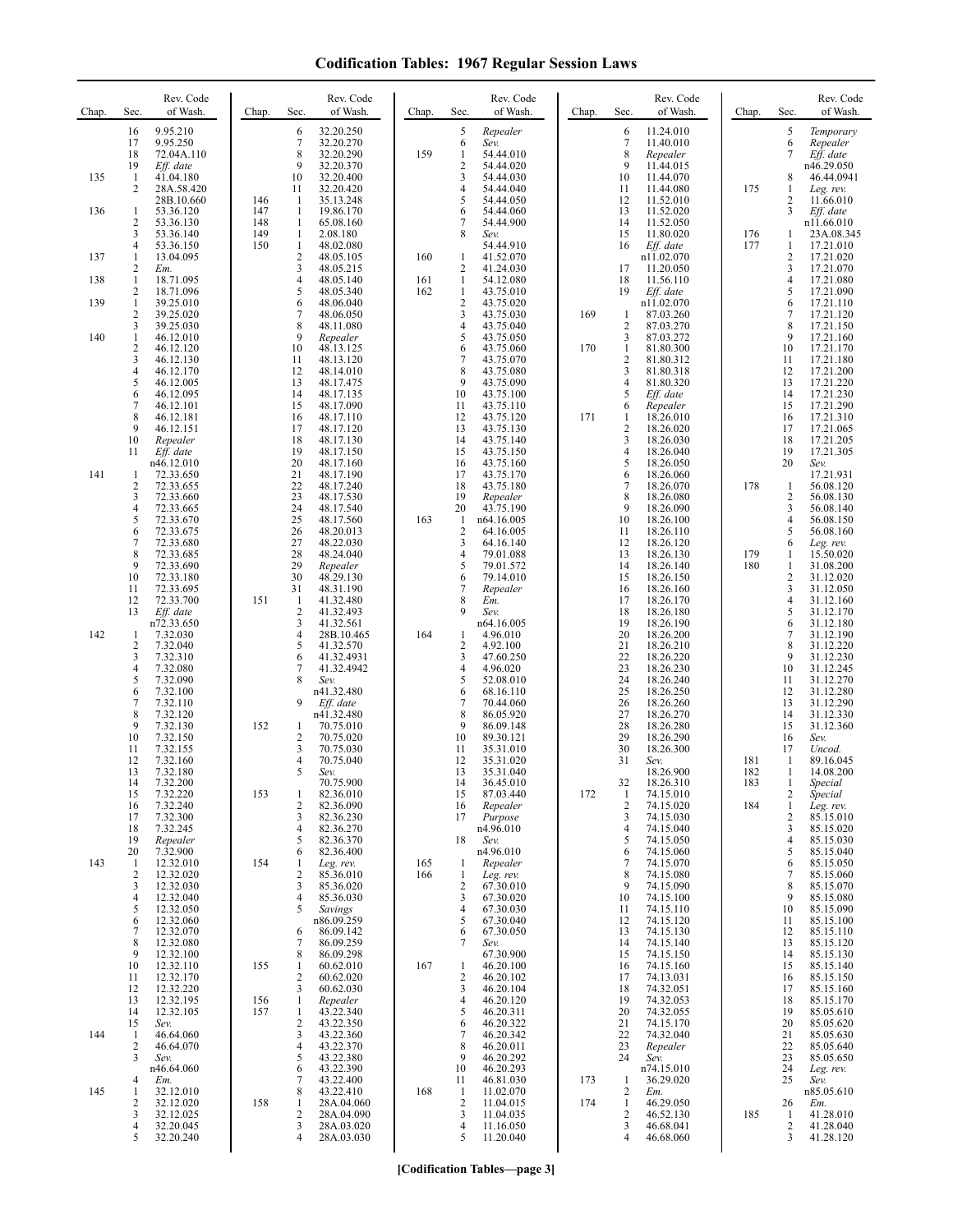# Codification Tables: 1967 Regular Session Laws

| Chap. | Sec. | Rev. Code of Wash. |
|---|---|---|
| | 16 | 9.95.210 |
| | 17 | 9.95.250 |
| | 18 | 72.04A.110 |
| | 19 | *Eff. date* |
| 135 | 1 | 41.04.180 |
| | 2 | 28A.58.420 |
| | | 28B.10.660 |
| 136 | 1 | 53.36.120 |
| | 2 | 53.36.130 |
| | 3 | 53.36.140 |
| | 4 | 53.36.150 |
| 137 | 1 | 13.04.095 |
| | 2 | *Em.* |
| 138 | 1 | 18.71.095 |
| | 2 | 18.71.096 |
| 139 | 1 | 39.25.010 |
| | 2 | 39.25.020 |
| | 3 | 39.25.030 |
| 140 | 1 | 46.12.010 |
| | 2 | 46.12.120 |
| | 3 | 46.12.130 |
| | 4 | 46.12.170 |
| | 5 | 46.12.005 |
| | 6 | 46.12.095 |
| | 7 | 46.12.101 |
| | 8 | 46.12.181 |
| | 9 | 46.12.151 |
| | 10 | *Repealer* |
| | 11 | *Eff. date* n46.12.010 |
| 141 | 1 | 72.33.650 |
| | 2 | 72.33.655 |
| | 3 | 72.33.660 |
| | 4 | 72.33.665 |
| | 5 | 72.33.670 |
| | 6 | 72.33.675 |
| | 7 | 72.33.680 |
| | 8 | 72.33.685 |
| | 9 | 72.33.690 |
| | 10 | 72.33.180 |
| | 11 | 72.33.695 |
| | 12 | 72.33.700 |
| | 13 | *Eff. date* n72.33.650 |
| 142 | 1 | 7.32.030 |
| | 2 | 7.32.040 |
| | 3 | 7.32.310 |
| | 4 | 7.32.080 |
| | 5 | 7.32.090 |
| | 6 | 7.32.100 |
| | 7 | 7.32.110 |
| | 8 | 7.32.120 |
| | 9 | 7.32.130 |
| | 10 | 7.32.150 |
| | 11 | 7.32.155 |
| | 12 | 7.32.160 |
| | 13 | 7.32.180 |
| | 14 | 7.32.200 |
| | 15 | 7.32.220 |
| | 16 | 7.32.240 |
| | 17 | 7.32.300 |
| | 18 | 7.32.245 |
| | 19 | *Repealer* |
| | 20 | 7.32.900 |
| 143 | 1 | 12.32.010 |
| | 2 | 12.32.020 |
| | 3 | 12.32.030 |
| | 4 | 12.32.040 |
| | 5 | 12.32.050 |
| | 6 | 12.32.060 |
| | 7 | 12.32.070 |
| | 8 | 12.32.080 |
| | 9 | 12.32.100 |
| | 10 | 12.32.110 |
| | 11 | 12.32.170 |
| | 12 | 12.32.220 |
| | 13 | 12.32.195 |
| | 14 | 12.32.105 |
| | 15 | *Sev.* |
| 144 | 1 | 46.64.060 |
| | 2 | 46.64.070 |
| | 3 | *Sev.* n46.64.060 |
| | 4 | *Em.* |
| 145 | 1 | 32.12.010 |
| | 2 | 32.12.020 |
| | 3 | 32.12.025 |
| | 4 | 32.20.045 |
| | 5 | 32.20.240 |
| | 6 | 32.20.250 |
| | 7 | 32.20.270 |
| | 8 | 32.20.290 |
| | 9 | 32.20.370 |
| | 10 | 32.20.400 |
| | 11 | 32.20.420 |
| 146 | 1 | 35.13.248 |
| 147 | 1 | 19.86.170 |
| 148 | 1 | 65.08.160 |
| 149 | 1 | 2.08.180 |
| 150 | 1 | 48.02.080 |
| | 2 | 48.05.105 |
| | 3 | 48.05.215 |
| | 4 | 48.05.140 |
| | 5 | 48.05.340 |
| | 6 | 48.06.040 |
| | 7 | 48.06.050 |
| | 8 | 48.11.080 |
| | 9 | *Repealer* |
| | 10 | 48.13.125 |
| | 11 | 48.13.120 |
| | 12 | 48.14.010 |
| | 13 | 48.17.475 |
| | 14 | 48.17.135 |
| | 15 | 48.17.090 |
| | 16 | 48.17.110 |
| | 17 | 48.17.120 |
| | 18 | 48.17.130 |
| | 19 | 48.17.150 |
| | 20 | 48.17.160 |
| | 21 | 48.17.190 |
| | 22 | 48.17.240 |
| | 23 | 48.17.530 |
| | 24 | 48.17.540 |
| | 25 | 48.17.560 |
| | 26 | 48.20.013 |
| | 27 | 48.22.030 |
| | 28 | 48.24.040 |
| | 29 | *Repealer* |
| | 30 | 48.29.130 |
| | 31 | 48.31.190 |
| 151 | 1 | 41.32.480 |
| | 2 | 41.32.493 |
| | 3 | 41.32.561 |
| | 4 | 28B.10.465 |
| | 5 | 41.32.570 |
| | 6 | 41.32.4931 |
| | 7 | 41.32.4942 |
| | 8 | *Sev.* n41.32.480 |
| | 9 | *Eff. date* n41.32.480 |
| 152 | 1 | 70.75.010 |
| | 2 | 70.75.020 |
| | 3 | 70.75.030 |
| | 4 | 70.75.040 |
| | 5 | *Sev.* 70.75.900 |
| 153 | 1 | 82.36.010 |
| | 2 | 82.36.090 |
| | 3 | 82.36.230 |
| | 4 | 82.36.270 |
| | 5 | 82.36.370 |
| | 6 | 82.36.400 |
| 154 | 1 | *Leg. rev.* |
| | 2 | 85.36.010 |
| | 3 | 85.36.020 |
| | 4 | 85.36.030 |
| | 5 | *Savings* n86.09.259 |
| | 6 | 86.09.142 |
| | 7 | 86.09.259 |
| | 8 | 86.09.298 |
| 155 | 1 | 60.62.010 |
| | 2 | 60.62.020 |
| | 3 | 60.62.030 |
| 156 | 1 | *Repealer* |
| 157 | 1 | 43.22.340 |
| | 2 | 43.22.350 |
| | 3 | 43.22.360 |
| | 4 | 43.22.370 |
| | 5 | 43.22.380 |
| | 6 | 43.22.390 |
| | 7 | 43.22.400 |
| | 8 | 43.22.410 |
| 158 | 1 | 28A.04.060 |
| | 2 | 28A.04.090 |
| | 3 | 28A.03.020 |
| | 4 | 28A.03.030 |
| | 5 | *Repealer* |
| | 6 | *Sev.* |
| 159 | 1 | 54.44.010 |
| | 2 | 54.44.020 |
| | 3 | 54.44.030 |
| | 4 | 54.44.040 |
| | 5 | 54.44.050 |
| | 6 | 54.44.060 |
| | 7 | 54.44.900 |
| | 8 | *Sev.* 54.44.910 |
| 160 | 1 | 41.52.070 |
| | 2 | 41.24.030 |
| 161 | 1 | 54.12.080 |
| 162 | 1 | 43.75.010 |
| | 2 | 43.75.020 |
| | 3 | 43.75.030 |
| | 4 | 43.75.040 |
| | 5 | 43.75.050 |
| | 6 | 43.75.060 |
| | 7 | 43.75.070 |
| | 8 | 43.75.080 |
| | 9 | 43.75.090 |
| | 10 | 43.75.100 |
| | 11 | 43.75.110 |
| | 12 | 43.75.120 |
| | 13 | 43.75.130 |
| | 14 | 43.75.140 |
| | 15 | 43.75.150 |
| | 16 | 43.75.160 |
| | 17 | 43.75.170 |
| | 18 | 43.75.180 |
| | 19 | *Repealer* |
| | 20 | 43.75.190 |
| 163 | 1 | n64.16.005 |
| | 2 | 64.16.005 |
| | 3 | 64.16.140 |
| | 4 | 79.01.088 |
| | 5 | 79.01.572 |
| | 6 | 79.14.010 |
| | 7 | *Repealer* |
| | 8 | *Em.* |
| | 9 | *Sev.* n64.16.005 |
| 164 | 1 | 4.96.010 |
| | 2 | 4.92.100 |
| | 3 | 47.60.250 |
| | 4 | 4.96.020 |
| | 5 | 52.08.010 |
| | 6 | 68.16.110 |
| | 7 | 70.44.060 |
| | 8 | 86.05.920 |
| | 9 | 86.09.148 |
| | 10 | 89.30.121 |
| | 11 | 35.31.010 |
| | 12 | 35.31.020 |
| | 13 | 35.31.040 |
| | 14 | 36.45.010 |
| | 15 | 87.03.440 |
| | 16 | *Repealer* |
| | 17 | *Purpose* n4.96.010 |
| | 18 | *Sev.* n4.96.010 |
| 165 | 1 | *Repealer* |
| 166 | 1 | *Leg. rev.* |
| | 2 | 67.30.010 |
| | 3 | 67.30.020 |
| | 4 | 67.30.030 |
| | 5 | 67.30.040 |
| | 6 | 67.30.050 |
| | 7 | *Sev.* 67.30.900 |
| 167 | 1 | 46.20.100 |
| | 2 | 46.20.102 |
| | 3 | 46.20.104 |
| | 4 | 46.20.120 |
| | 5 | 46.20.311 |
| | 6 | 46.20.322 |
| | 7 | 46.20.342 |
| | 8 | 46.20.011 |
| | 9 | 46.20.292 |
| | 10 | 46.20.293 |
| | 11 | 46.81.030 |
| 168 | 1 | 11.02.070 |
| | 2 | 11.04.015 |
| | 3 | 11.04.035 |
| | 4 | 11.16.050 |
| | 5 | 11.20.040 |
| | 6 | 11.24.010 |
| | 7 | 11.40.010 |
| | 8 | *Repealer* |
| | 9 | 11.44.015 |
| | 10 | 11.44.070 |
| | 11 | 11.44.080 |
| | 12 | 11.52.010 |
| | 13 | 11.52.020 |
| | 14 | 11.52.050 |
| | 15 | 11.80.020 |
| | 16 | *Eff. date* n11.02.070 |
| | 17 | 11.20.050 |
| | 18 | 11.56.110 |
| | 19 | *Eff. date* n11.02.070 |
| 169 | 1 | 87.03.260 |
| | 2 | 87.03.270 |
| | 3 | 87.03.272 |
| 170 | 1 | 81.80.300 |
| | 2 | 81.80.312 |
| | 3 | 81.80.318 |
| | 4 | 81.80.320 |
| | 5 | *Eff. date* |
| | 6 | *Repealer* |
| 171 | 1 | 18.26.010 |
| | 2 | 18.26.020 |
| | 3 | 18.26.030 |
| | 4 | 18.26.040 |
| | 5 | 18.26.050 |
| | 6 | 18.26.060 |
| | 7 | 18.26.070 |
| | 8 | 18.26.080 |
| | 9 | 18.26.090 |
| | 10 | 18.26.100 |
| | 11 | 18.26.110 |
| | 12 | 18.26.120 |
| | 13 | 18.26.130 |
| | 14 | 18.26.140 |
| | 15 | 18.26.150 |
| | 16 | 18.26.160 |
| | 17 | 18.26.170 |
| | 18 | 18.26.180 |
| | 19 | 18.26.190 |
| | 20 | 18.26.200 |
| | 21 | 18.26.210 |
| | 22 | 18.26.220 |
| | 23 | 18.26.230 |
| | 24 | 18.26.240 |
| | 25 | 18.26.250 |
| | 26 | 18.26.260 |
| | 27 | 18.26.270 |
| | 28 | 18.26.280 |
| | 29 | 18.26.290 |
| | 30 | 18.26.300 |
| | 31 | *Sev.* 18.26.900 |
| | 32 | 18.26.310 |
| 172 | 1 | 74.15.010 |
| | 2 | 74.15.020 |
| | 3 | 74.15.030 |
| | 4 | 74.15.040 |
| | 5 | 74.15.050 |
| | 6 | 74.15.060 |
| | 7 | 74.15.070 |
| | 8 | 74.15.080 |
| | 9 | 74.15.090 |
| | 10 | 74.15.100 |
| | 11 | 74.15.110 |
| | 12 | 74.15.120 |
| | 13 | 74.15.130 |
| | 14 | 74.15.140 |
| | 15 | 74.15.150 |
| | 16 | 74.15.160 |
| | 17 | 74.13.031 |
| | 18 | 74.32.051 |
| | 19 | 74.32.053 |
| | 20 | 74.32.055 |
| | 21 | 74.15.170 |
| | 22 | 74.32.040 |
| | 23 | *Repealer* |
| | 24 | *Sev.* n74.15.010 |
| 173 | 1 | 36.29.020 |
| | 2 | *Em.* |
| 174 | 1 | 46.29.050 |
| | 2 | 46.52.130 |
| | 3 | 46.68.041 |
| | 4 | 46.68.060 |
| | 5 | *Temporary* |
| | 6 | *Repealer* |
| | 7 | *Eff. date* n46.29.050 |
| | 8 | 46.44.0941 |
| 175 | 1 | *Leg. rev.* |
| | 2 | 11.66.010 |
| | 3 | *Eff. date* n11.66.010 |
| 176 | 1 | 23A.08.345 |
| 177 | 1 | 17.21.010 |
| | 2 | 17.21.020 |
| | 3 | 17.21.070 |
| | 4 | 17.21.080 |
| | 5 | 17.21.090 |
| | 6 | 17.21.110 |
| | 7 | 17.21.120 |
| | 8 | 17.21.150 |
| | 9 | 17.21.160 |
| | 10 | 17.21.170 |
| | 11 | 17.21.180 |
| | 12 | 17.21.200 |
| | 13 | 17.21.220 |
| | 14 | 17.21.230 |
| | 15 | 17.21.290 |
| | 16 | 17.21.310 |
| | 17 | 17.21.065 |
| | 18 | 17.21.205 |
| | 19 | 17.21.305 |
| | 20 | *Sev.* 17.21.931 |
| 178 | 1 | 56.08.120 |
| | 2 | 56.08.130 |
| | 3 | 56.08.140 |
| | 4 | 56.08.150 |
| | 5 | 56.08.160 |
| | 6 | *Leg. rev.* |
| 179 | 1 | 15.50.020 |
| 180 | 1 | 31.08.200 |
| | 2 | 31.12.020 |
| | 3 | 31.12.050 |
| | 4 | 31.12.160 |
| | 5 | 31.12.170 |
| | 6 | 31.12.180 |
| | 7 | 31.12.190 |
| | 8 | 31.12.220 |
| | 9 | 31.12.230 |
| | 10 | 31.12.245 |
| | 11 | 31.12.270 |
| | 12 | 31.12.280 |
| | 13 | 31.12.290 |
| | 14 | 31.12.330 |
| | 15 | 31.12.360 |
| | 16 | *Sev.* |
| | 17 | *Uncod.* |
| 181 | 1 | 89.16.045 |
| 182 | 1 | 14.08.200 |
| 183 | 1 | *Special* |
| | 2 | *Special* |
| 184 | 1 | *Leg. rev.* |
| | 2 | 85.15.010 |
| | 3 | 85.15.020 |
| | 4 | 85.15.030 |
| | 5 | 85.15.040 |
| | 6 | 85.15.050 |
| | 7 | 85.15.060 |
| | 8 | 85.15.070 |
| | 9 | 85.15.080 |
| | 10 | 85.15.090 |
| | 11 | 85.15.100 |
| | 12 | 85.15.110 |
| | 13 | 85.15.120 |
| | 14 | 85.15.130 |
| | 15 | 85.15.140 |
| | 16 | 85.15.150 |
| | 17 | 85.15.160 |
| | 18 | 85.15.170 |
| | 19 | 85.05.610 |
| | 20 | 85.05.620 |
| | 21 | 85.05.630 |
| | 22 | 85.05.640 |
| | 23 | 85.05.650 |
| | 24 | *Leg. rev.* |
| | 25 | *Sev.* n85.05.610 |
| | 26 | *Em.* |
| 185 | 1 | 41.28.010 |
| | 2 | 41.28.040 |
| | 3 | 41.28.120 |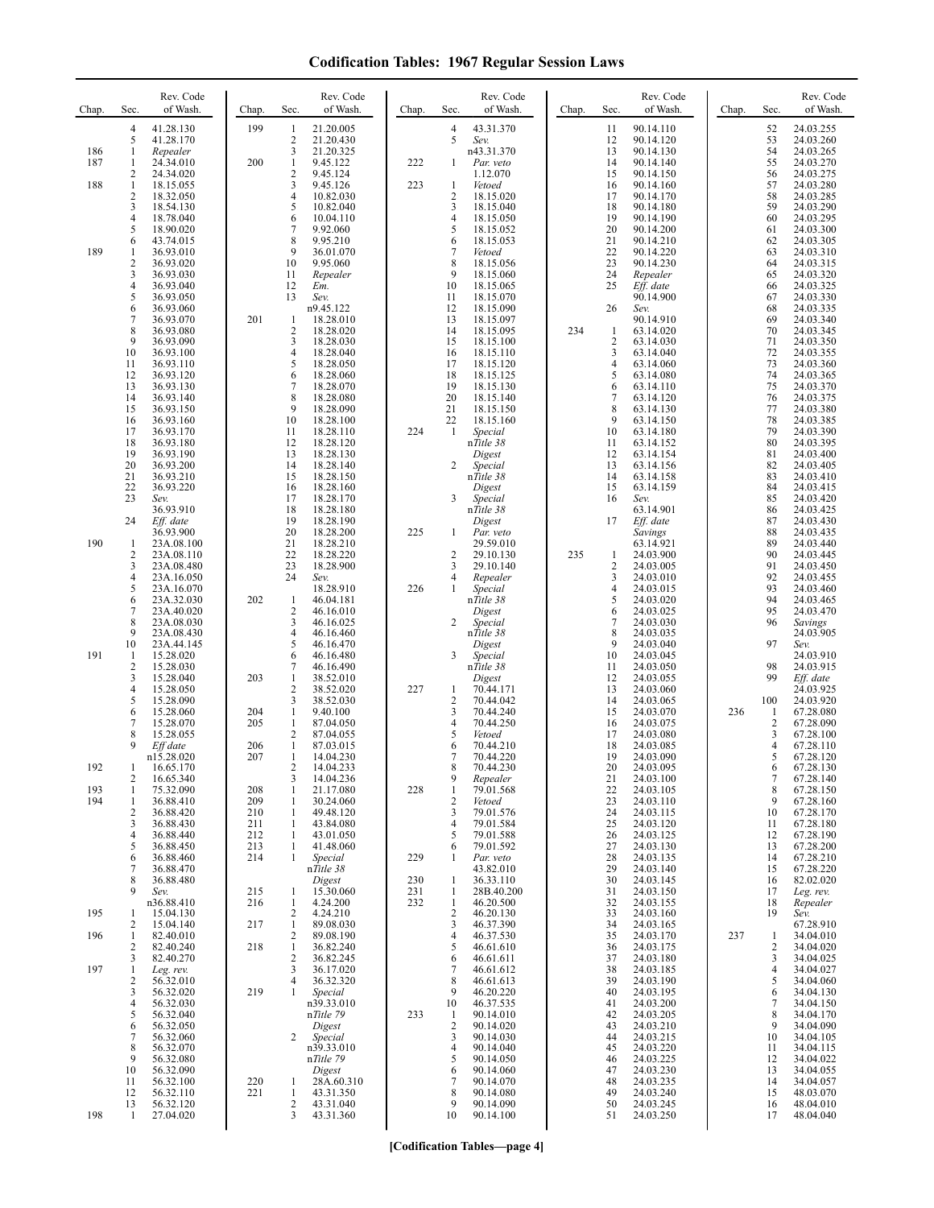# Codification Tables: 1967 Regular Session Laws

| Chap. | Sec. | Rev. Code of Wash. |
|---|---|---|
| | 4 | 41.28.130 |
| | 5 | 41.28.170 |
| 186 | 1 | *Repealer* |
| 187 | 1 | 24.34.010 |
| | 2 | 24.34.020 |
| 188 | 1 | 18.15.055 |
| | 2 | 18.32.050 |
| | 3 | 18.54.130 |
| | 4 | 18.78.040 |
| | 5 | 18.90.020 |
| | 6 | 43.74.015 |
| 189 | 1 | 36.93.010 |
| | 2 | 36.93.020 |
| | 3 | 36.93.030 |
| | 4 | 36.93.040 |
| | 5 | 36.93.050 |
| | 6 | 36.93.060 |
| | 7 | 36.93.070 |
| | 8 | 36.93.080 |
| | 9 | 36.93.090 |
| | 10 | 36.93.100 |
| | 11 | 36.93.110 |
| | 12 | 36.93.120 |
| | 13 | 36.93.130 |
| | 14 | 36.93.140 |
| | 15 | 36.93.150 |
| | 16 | 36.93.160 |
| | 17 | 36.93.170 |
| | 18 | 36.93.180 |
| | 19 | 36.93.190 |
| | 20 | 36.93.200 |
| | 21 | 36.93.210 |
| | 22 | 36.93.220 |
| | 23 | *Sev.* 36.93.910 |
| | 24 | *Eff. date* 36.93.900 |
| 190 | 1 | 23A.08.100 |
| | 2 | 23A.08.110 |
| | 3 | 23A.08.480 |
| | 4 | 23A.16.050 |
| | 5 | 23A.16.070 |
| | 6 | 23A.32.030 |
| | 7 | 23A.40.020 |
| | 8 | 23A.08.030 |
| | 9 | 23A.08.430 |
| | 10 | 23A.44.145 |
| 191 | 1 | 15.28.020 |
| | 2 | 15.28.030 |
| | 3 | 15.28.040 |
| | 4 | 15.28.050 |
| | 5 | 15.28.090 |
| | 6 | 15.28.060 |
| | 7 | 15.28.070 |
| | 8 | 15.28.055 |
| | 9 | *Eff date* n15.28.020 |
| 192 | 1 | 16.65.170 |
| | 2 | 16.65.340 |
| 193 | 1 | 75.32.090 |
| 194 | 1 | 36.88.410 |
| | 2 | 36.88.420 |
| | 3 | 36.88.430 |
| | 4 | 36.88.440 |
| | 5 | 36.88.450 |
| | 6 | 36.88.460 |
| | 7 | 36.88.470 |
| | 8 | 36.88.480 |
| | 9 | *Sev.* n36.88.410 |
| 195 | 1 | 15.04.130 |
| | 2 | 15.04.140 |
| 196 | 1 | 82.40.010 |
| | 2 | 82.40.240 |
| | 3 | 82.40.270 |
| 197 | 1 | *Leg. rev.* |
| | 2 | 56.32.010 |
| | 3 | 56.32.020 |
| | 4 | 56.32.030 |
| | 5 | 56.32.040 |
| | 6 | 56.32.050 |
| | 7 | 56.32.060 |
| | 8 | 56.32.070 |
| | 9 | 56.32.080 |
| | 10 | 56.32.090 |
| | 11 | 56.32.100 |
| | 12 | 56.32.110 |
| | 13 | 56.32.120 |
| 198 | 1 | 27.04.020 |
| 199 | 1 | 21.20.005 |
| | 2 | 21.20.430 |
| | 3 | 21.20.325 |
| 200 | 1 | 9.45.122 |
| | 2 | 9.45.124 |
| | 3 | 9.45.126 |
| | 4 | 10.82.030 |
| | 5 | 10.82.040 |
| | 6 | 10.04.110 |
| | 7 | 9.92.060 |
| | 8 | 9.95.210 |
| | 9 | 36.01.070 |
| | 10 | 9.95.060 |
| | 11 | *Repealer* |
| | 12 | *Em.* |
| | 13 | *Sev.* n9.45.122 |
| 201 | 1 | 18.28.010 |
| | 2 | 18.28.020 |
| | 3 | 18.28.030 |
| | 4 | 18.28.040 |
| | 5 | 18.28.050 |
| | 6 | 18.28.060 |
| | 7 | 18.28.070 |
| | 8 | 18.28.080 |
| | 9 | 18.28.090 |
| | 10 | 18.28.100 |
| | 11 | 18.28.110 |
| | 12 | 18.28.120 |
| | 13 | 18.28.130 |
| | 14 | 18.28.140 |
| | 15 | 18.28.150 |
| | 16 | 18.28.160 |
| | 17 | 18.28.170 |
| | 18 | 18.28.180 |
| | 19 | 18.28.190 |
| | 20 | 18.28.200 |
| | 21 | 18.28.210 |
| | 22 | 18.28.220 |
| | 23 | 18.28.900 |
| | 24 | *Sev.* 18.28.910 |
| 202 | 1 | 46.04.181 |
| | 2 | 46.16.010 |
| | 3 | 46.16.025 |
| | 4 | 46.16.460 |
| | 5 | 46.16.470 |
| | 6 | 46.16.480 |
| | 7 | 46.16.490 |
| 203 | 1 | 38.52.010 |
| | 2 | 38.52.020 |
| | 3 | 38.52.030 |
| 204 | 1 | 9.40.100 |
| 205 | 1 | 87.04.050 |
| | 2 | 87.04.055 |
| 206 | 1 | 87.03.015 |
| 207 | 1 | 14.04.230 |
| | 2 | 14.04.233 |
| | 3 | 14.04.236 |
| 208 | 1 | 21.17.080 |
| 209 | 1 | 30.24.060 |
| 210 | 1 | 49.48.120 |
| 211 | 1 | 43.84.080 |
| 212 | 1 | 43.01.050 |
| 213 | 1 | 41.48.060 |
| 214 | 1 | *Special* n*Title 38 Digest* |
| 215 | 1 | 15.30.060 |
| 216 | 1 | 4.24.200 |
| | 2 | 4.24.210 |
| 217 | 1 | 89.08.030 |
| | 2 | 89.08.190 |
| 218 | 1 | 36.82.240 |
| | 2 | 36.82.245 |
| | 3 | 36.17.020 |
| | 4 | 36.32.320 |
| 219 | 1 | *Special* n39.33.010 n*Title 79 Digest* |
| | 2 | *Special* n39.33.010 n*Title 79 Digest* |
| 220 | 1 | 28A.60.310 |
| 221 | 1 | 43.31.350 |
| | 2 | 43.31.040 |
| | 3 | 43.31.360 |
| | 4 | 43.31.370 |
| | 5 | *Sev.* n43.31.370 |
| 222 | 1 | *Par. veto* 1.12.070 |
| 223 | 1 | *Vetoed* |
| | 2 | 18.15.020 |
| | 3 | 18.15.040 |
| | 4 | 18.15.050 |
| | 5 | 18.15.052 |
| | 6 | 18.15.053 |
| | 7 | *Vetoed* |
| | 8 | 18.15.056 |
| | 9 | 18.15.060 |
| | 10 | 18.15.065 |
| | 11 | 18.15.070 |
| | 12 | 18.15.090 |
| | 13 | 18.15.097 |
| | 14 | 18.15.095 |
| | 15 | 18.15.100 |
| | 16 | 18.15.110 |
| | 17 | 18.15.120 |
| | 18 | 18.15.125 |
| | 19 | 18.15.130 |
| | 20 | 18.15.140 |
| | 21 | 18.15.150 |
| | 22 | 18.15.160 |
| 224 | 1 | *Special* n*Title 38 Digest* |
| | 2 | *Special* n*Title 38 Digest* |
| | 3 | *Special* n*Title 38 Digest* |
| 225 | 1 | *Par. veto* 29.59.010 |
| | 2 | 29.10.130 |
| | 3 | 29.10.140 |
| | 4 | *Repealer* |
| 226 | 1 | *Special* n*Title 38 Digest* |
| | 2 | *Special* n*Title 38 Digest* |
| | 3 | *Special* n*Title 38 Digest* |
| 227 | 1 | 70.44.171 |
| | 2 | 70.44.042 |
| | 3 | 70.44.240 |
| | 4 | 70.44.250 |
| | 5 | *Vetoed* |
| | 6 | 70.44.210 |
| | 7 | 70.44.220 |
| | 8 | 70.44.230 |
| | 9 | *Repealer* |
| 228 | 1 | 79.01.568 |
| | 2 | *Vetoed* |
| | 3 | 79.01.576 |
| | 4 | 79.01.584 |
| | 5 | 79.01.588 |
| | 6 | 79.01.592 |
| 229 | 1 | *Par. veto* 43.82.010 |
| 230 | 1 | 36.33.110 |
| 231 | 1 | 28B.40.200 |
| 232 | 1 | 46.20.500 |
| | 2 | 46.20.130 |
| | 3 | 46.37.390 |
| | 4 | 46.37.530 |
| | 5 | 46.61.610 |
| | 6 | 46.61.611 |
| | 7 | 46.61.612 |
| | 8 | 46.61.613 |
| | 9 | 46.20.220 |
| | 10 | 46.37.535 |
| 233 | 1 | 90.14.010 |
| | 2 | 90.14.020 |
| | 3 | 90.14.030 |
| | 4 | 90.14.040 |
| | 5 | 90.14.050 |
| | 6 | 90.14.060 |
| | 7 | 90.14.070 |
| | 8 | 90.14.080 |
| | 9 | 90.14.090 |
| | 10 | 90.14.100 |
| | 11 | 90.14.110 |
| | 12 | 90.14.120 |
| | 13 | 90.14.130 |
| | 14 | 90.14.140 |
| | 15 | 90.14.150 |
| | 16 | 90.14.160 |
| | 17 | 90.14.170 |
| | 18 | 90.14.180 |
| | 19 | 90.14.190 |
| | 20 | 90.14.200 |
| | 21 | 90.14.210 |
| | 22 | 90.14.220 |
| | 23 | 90.14.230 |
| | 24 | *Repealer* |
| | 25 | *Eff. date* 90.14.900 |
| | 26 | *Sev.* 90.14.910 |
| 234 | 1 | 63.14.020 |
| | 2 | 63.14.030 |
| | 3 | 63.14.040 |
| | 4 | 63.14.060 |
| | 5 | 63.14.080 |
| | 6 | 63.14.110 |
| | 7 | 63.14.120 |
| | 8 | 63.14.130 |
| | 9 | 63.14.150 |
| | 10 | 63.14.180 |
| | 11 | 63.14.152 |
| | 12 | 63.14.154 |
| | 13 | 63.14.156 |
| | 14 | 63.14.158 |
| | 15 | 63.14.159 |
| | 16 | *Sev.* 63.14.901 |
| | 17 | *Eff. date Savings* 63.14.921 |
| 235 | 1 | 24.03.900 |
| | 2 | 24.03.005 |
| | 3 | 24.03.010 |
| | 4 | 24.03.015 |
| | 5 | 24.03.020 |
| | 6 | 24.03.025 |
| | 7 | 24.03.030 |
| | 8 | 24.03.035 |
| | 9 | 24.03.040 |
| | 10 | 24.03.045 |
| | 11 | 24.03.050 |
| | 12 | 24.03.055 |
| | 13 | 24.03.060 |
| | 14 | 24.03.065 |
| | 15 | 24.03.070 |
| | 16 | 24.03.075 |
| | 17 | 24.03.080 |
| | 18 | 24.03.085 |
| | 19 | 24.03.090 |
| | 20 | 24.03.095 |
| | 21 | 24.03.100 |
| | 22 | 24.03.105 |
| | 23 | 24.03.110 |
| | 24 | 24.03.115 |
| | 25 | 24.03.120 |
| | 26 | 24.03.125 |
| | 27 | 24.03.130 |
| | 28 | 24.03.135 |
| | 29 | 24.03.140 |
| | 30 | 24.03.145 |
| | 31 | 24.03.150 |
| | 32 | 24.03.155 |
| | 33 | 24.03.160 |
| | 34 | 24.03.165 |
| | 35 | 24.03.170 |
| | 36 | 24.03.175 |
| | 37 | 24.03.180 |
| | 38 | 24.03.185 |
| | 39 | 24.03.190 |
| | 40 | 24.03.195 |
| | 41 | 24.03.200 |
| | 42 | 24.03.205 |
| | 43 | 24.03.210 |
| | 44 | 24.03.215 |
| | 45 | 24.03.220 |
| | 46 | 24.03.225 |
| | 47 | 24.03.230 |
| | 48 | 24.03.235 |
| | 49 | 24.03.240 |
| | 50 | 24.03.245 |
| | 51 | 24.03.250 |
| | 52 | 24.03.255 |
| | 53 | 24.03.260 |
| | 54 | 24.03.265 |
| | 55 | 24.03.270 |
| | 56 | 24.03.275 |
| | 57 | 24.03.280 |
| | 58 | 24.03.285 |
| | 59 | 24.03.290 |
| | 60 | 24.03.295 |
| | 61 | 24.03.300 |
| | 62 | 24.03.305 |
| | 63 | 24.03.310 |
| | 64 | 24.03.315 |
| | 65 | 24.03.320 |
| | 66 | 24.03.325 |
| | 67 | 24.03.330 |
| | 68 | 24.03.335 |
| | 69 | 24.03.340 |
| | 70 | 24.03.345 |
| | 71 | 24.03.350 |
| | 72 | 24.03.355 |
| | 73 | 24.03.360 |
| | 74 | 24.03.365 |
| | 75 | 24.03.370 |
| | 76 | 24.03.375 |
| | 77 | 24.03.380 |
| | 78 | 24.03.385 |
| | 79 | 24.03.390 |
| | 80 | 24.03.395 |
| | 81 | 24.03.400 |
| | 82 | 24.03.405 |
| | 83 | 24.03.410 |
| | 84 | 24.03.415 |
| | 85 | 24.03.420 |
| | 86 | 24.03.425 |
| | 87 | 24.03.430 |
| | 88 | 24.03.435 |
| | 89 | 24.03.440 |
| | 90 | 24.03.445 |
| | 91 | 24.03.450 |
| | 92 | 24.03.455 |
| | 93 | 24.03.460 |
| | 94 | 24.03.465 |
| | 95 | 24.03.470 |
| | 96 | *Savings* 24.03.905 |
| | 97 | *Sev.* 24.03.910 |
| | 98 | 24.03.915 |
| | 99 | *Eff. date* 24.03.925 |
| | 100 | 24.03.920 |
| 236 | 1 | 67.28.080 |
| | 2 | 67.28.090 |
| | 3 | 67.28.100 |
| | 4 | 67.28.110 |
| | 5 | 67.28.120 |
| | 6 | 67.28.130 |
| | 7 | 67.28.140 |
| | 8 | 67.28.150 |
| | 9 | 67.28.160 |
| | 10 | 67.28.170 |
| | 11 | 67.28.180 |
| | 12 | 67.28.190 |
| | 13 | 67.28.200 |
| | 14 | 67.28.210 |
| | 15 | 67.28.220 |
| | 16 | 82.02.020 |
| | 17 | *Leg. rev.* |
| | 18 | *Repealer* |
| | 19 | *Sev.* 67.28.910 |
| 237 | 1 | 34.04.010 |
| | 2 | 34.04.020 |
| | 3 | 34.04.025 |
| | 4 | 34.04.027 |
| | 5 | 34.04.060 |
| | 6 | 34.04.130 |
| | 7 | 34.04.150 |
| | 8 | 34.04.170 |
| | 9 | 34.04.090 |
| | 10 | 34.04.105 |
| | 11 | 34.04.115 |
| | 12 | 34.04.022 |
| | 13 | 34.04.055 |
| | 14 | 34.04.057 |
| | 15 | 48.03.070 |
| | 16 | 48.04.010 |
| | 17 | 48.04.040 |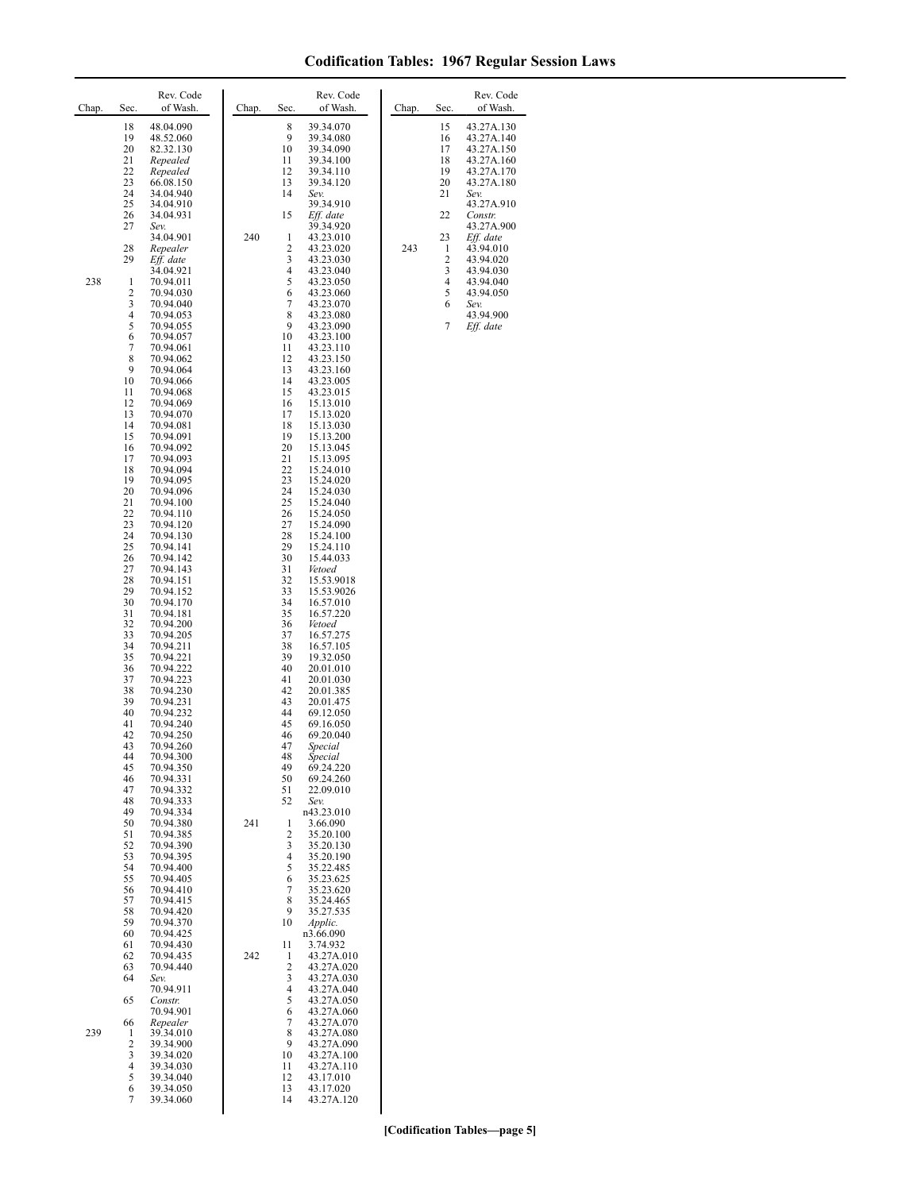# Codification Tables: 1967 Regular Session Laws

| Chap. | Sec. | Rev. Code of Wash. |
|---|---|---|
| | 18 | 48.04.090 |
| | 19 | 48.52.060 |
| | 20 | 82.32.130 |
| | 21 | *Repealed* |
| | 22 | *Repealed* |
| | 23 | 66.08.150 |
| | 24 | 34.04.940 |
| | 25 | 34.04.910 |
| | 26 | 34.04.931 |
| | 27 | *Sev.* 34.04.901 |
| | 28 | *Repealer* |
| | 29 | *Eff. date* 34.04.921 |
| 238 | 1 | 70.94.011 |
| | 2 | 70.94.030 |
| | 3 | 70.94.040 |
| | 4 | 70.94.053 |
| | 5 | 70.94.055 |
| | 6 | 70.94.057 |
| | 7 | 70.94.061 |
| | 8 | 70.94.062 |
| | 9 | 70.94.064 |
| | 10 | 70.94.066 |
| | 11 | 70.94.068 |
| | 12 | 70.94.069 |
| | 13 | 70.94.070 |
| | 14 | 70.94.081 |
| | 15 | 70.94.091 |
| | 16 | 70.94.092 |
| | 17 | 70.94.093 |
| | 18 | 70.94.094 |
| | 19 | 70.94.095 |
| | 20 | 70.94.096 |
| | 21 | 70.94.100 |
| | 22 | 70.94.110 |
| | 23 | 70.94.120 |
| | 24 | 70.94.130 |
| | 25 | 70.94.141 |
| | 26 | 70.94.142 |
| | 27 | 70.94.143 |
| | 28 | 70.94.151 |
| | 29 | 70.94.152 |
| | 30 | 70.94.170 |
| | 31 | 70.94.181 |
| | 32 | 70.94.200 |
| | 33 | 70.94.205 |
| | 34 | 70.94.211 |
| | 35 | 70.94.221 |
| | 36 | 70.94.222 |
| | 37 | 70.94.223 |
| | 38 | 70.94.230 |
| | 39 | 70.94.231 |
| | 40 | 70.94.232 |
| | 41 | 70.94.240 |
| | 42 | 70.94.250 |
| | 43 | 70.94.260 |
| | 44 | 70.94.300 |
| | 45 | 70.94.350 |
| | 46 | 70.94.331 |
| | 47 | 70.94.332 |
| | 48 | 70.94.333 |
| | 49 | 70.94.334 |
| | 50 | 70.94.380 |
| | 51 | 70.94.385 |
| | 52 | 70.94.390 |
| | 53 | 70.94.395 |
| | 54 | 70.94.400 |
| | 55 | 70.94.405 |
| | 56 | 70.94.410 |
| | 57 | 70.94.415 |
| | 58 | 70.94.420 |
| | 59 | 70.94.370 |
| | 60 | 70.94.425 |
| | 61 | 70.94.430 |
| | 62 | 70.94.435 |
| | 63 | 70.94.440 |
| | 64 | *Sev.* 70.94.911 |
| | 65 | *Constr.* 70.94.901 |
| | 66 | *Repealer* |
| 239 | 1 | 39.34.010 |
| | 2 | 39.34.900 |
| | 3 | 39.34.020 |
| | 4 | 39.34.030 |
| | 5 | 39.34.040 |
| | 6 | 39.34.050 |
| | 7 | 39.34.060 |
| | 8 | 39.34.070 |
| | 9 | 39.34.080 |
| | 10 | 39.34.090 |
| | 11 | 39.34.100 |
| | 12 | 39.34.110 |
| | 13 | 39.34.120 |
| | 14 | *Sev.* 39.34.910 |
| | 15 | *Eff. date* 39.34.920 |
| 240 | 1 | 43.23.010 |
| | 2 | 43.23.020 |
| | 3 | 43.23.030 |
| | 4 | 43.23.040 |
| | 5 | 43.23.050 |
| | 6 | 43.23.060 |
| | 7 | 43.23.070 |
| | 8 | 43.23.080 |
| | 9 | 43.23.090 |
| | 10 | 43.23.100 |
| | 11 | 43.23.110 |
| | 12 | 43.23.150 |
| | 13 | 43.23.160 |
| | 14 | 43.23.005 |
| | 15 | 43.23.015 |
| | 16 | 15.13.010 |
| | 17 | 15.13.020 |
| | 18 | 15.13.030 |
| | 19 | 15.13.200 |
| | 20 | 15.13.045 |
| | 21 | 15.13.095 |
| | 22 | 15.24.010 |
| | 23 | 15.24.020 |
| | 24 | 15.24.030 |
| | 25 | 15.24.040 |
| | 26 | 15.24.050 |
| | 27 | 15.24.090 |
| | 28 | 15.24.100 |
| | 29 | 15.24.110 |
| | 30 | 15.44.033 |
| | 31 | *Vetoed* |
| | 32 | 15.53.9018 |
| | 33 | 15.53.9026 |
| | 34 | 16.57.010 |
| | 35 | 16.57.220 |
| | 36 | *Vetoed* |
| | 37 | 16.57.275 |
| | 38 | 16.57.105 |
| | 39 | 19.32.050 |
| | 40 | 20.01.010 |
| | 41 | 20.01.030 |
| | 42 | 20.01.385 |
| | 43 | 20.01.475 |
| | 44 | 69.12.050 |
| | 45 | 69.16.050 |
| | 46 | 69.20.040 |
| | 47 | *Special* |
| | 48 | *Special* |
| | 49 | 69.24.220 |
| | 50 | 69.24.260 |
| | 51 | 22.09.010 |
| | 52 | *Sev.* n43.23.010 |
| 241 | 1 | 3.66.090 |
| | 2 | 35.20.100 |
| | 3 | 35.20.130 |
| | 4 | 35.20.190 |
| | 5 | 35.22.485 |
| | 6 | 35.23.625 |
| | 7 | 35.23.620 |
| | 8 | 35.24.465 |
| | 9 | 35.27.535 |
| | 10 | *Applic.* n3.66.090 |
| | 11 | 3.74.932 |
| 242 | 1 | 43.27A.010 |
| | 2 | 43.27A.020 |
| | 3 | 43.27A.030 |
| | 4 | 43.27A.040 |
| | 5 | 43.27A.050 |
| | 6 | 43.27A.060 |
| | 7 | 43.27A.070 |
| | 8 | 43.27A.080 |
| | 9 | 43.27A.090 |
| | 10 | 43.27A.100 |
| | 11 | 43.27A.110 |
| | 12 | 43.17.010 |
| | 13 | 43.17.020 |
| | 14 | 43.27A.120 |
| | 15 | 43.27A.130 |
| | 16 | 43.27A.140 |
| | 17 | 43.27A.150 |
| | 18 | 43.27A.160 |
| | 19 | 43.27A.170 |
| | 20 | 43.27A.180 |
| | 21 | *Sev.* 43.27A.910 |
| | 22 | *Constr.* 43.27A.900 |
| | 23 | *Eff. date* |
| 243 | 1 | 43.94.010 |
| | 2 | 43.94.020 |
| | 3 | 43.94.030 |
| | 4 | 43.94.040 |
| | 5 | 43.94.050 |
| | 6 | *Sev.* 43.94.900 |
| | 7 | *Eff. date* |